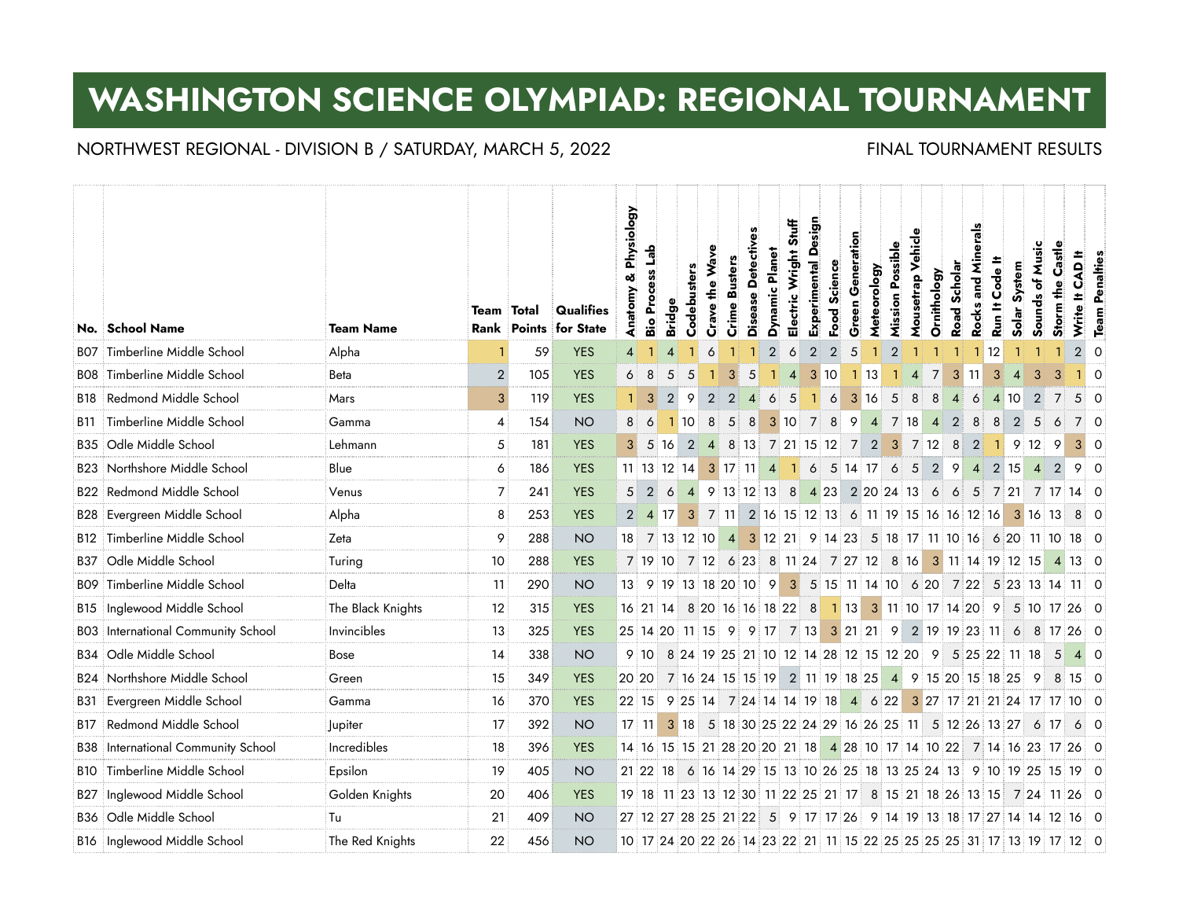# WASHINGTON SCIENCE OLYMPIAD: REGIONAL TOURNAMENT

NORTHWEST REGIONAL - DIVISION B / SATURDAY, MARCH 5, 2022

FINAL TOURNAMENT RESULTS

| No. | School Name | Team Name | Team Rank | Total Points | Qualifies for State | Anatomy & Physiology | Bio Process Lab | Bridge | Codebusters | Crave the Wave | Crime Busters | Disease Detectives | Dynamic Planet | Electric Wright Stuff | Experimental Design | Food Science | Green Generation | Meteorology | Mission Possible | Mousetrap Vehicle | Ornithology | Road Scholar | Rocks and Minerals | Run It Code It | Solar System | Sounds of Music | Storm the Castle | Write It CAD It | Team Penalties |
|---|---|---|---|---|---|---|---|---|---|---|---|---|---|---|---|---|---|---|---|---|---|---|---|---|---|---|---|---|---|
| B07 | Timberline Middle School | Alpha | 1 | 59 | YES | 4 | 1 | 4 | 1 | 6 | 1 | 1 | 2 | 6 | 2 | 2 | 5 | 1 | 2 | 1 | 1 | 1 | 1 | 12 | 1 | 1 | 1 | 2 | 0 |
| B08 | Timberline Middle School | Beta | 2 | 105 | YES | 6 | 8 | 5 | 5 | 1 | 3 | 5 | 1 | 4 | 3 | 10 | 1 | 13 | 1 | 4 | 7 | 3 | 11 | 3 | 4 | 3 | 3 | 1 | 0 |
| B18 | Redmond Middle School | Mars | 3 | 119 | YES | 1 | 3 | 2 | 9 | 2 | 2 | 4 | 6 | 5 | 1 | 6 | 3 | 16 | 5 | 8 | 8 | 4 | 6 | 4 | 10 | 2 | 7 | 5 | 0 |
| B11 | Timberline Middle School | Gamma | 4 | 154 | NO | 8 | 6 | 1 | 10 | 8 | 5 | 8 | 3 | 10 | 7 | 8 | 9 | 4 | 7 | 18 | 4 | 2 | 8 | 8 | 2 | 5 | 6 | 7 | 0 |
| B35 | Odle Middle School | Lehmann | 5 | 181 | YES | 3 | 5 | 16 | 2 | 4 | 8 | 13 | 7 | 21 | 15 | 12 | 7 | 2 | 3 | 7 | 12 | 8 | 2 | 1 | 9 | 12 | 9 | 3 | 0 |
| B23 | Northshore Middle School | Blue | 6 | 186 | YES | 11 | 13 | 12 | 14 | 3 | 17 | 11 | 4 | 1 | 6 | 5 | 14 | 17 | 6 | 5 | 2 | 9 | 4 | 2 | 15 | 4 | 2 | 9 | 0 |
| B22 | Redmond Middle School | Venus | 7 | 241 | YES | 5 | 2 | 6 | 4 | 9 | 13 | 12 | 13 | 8 | 4 | 23 | 2 | 20 | 24 | 13 | 6 | 6 | 5 | 7 | 21 | 7 | 17 | 14 | 0 |
| B28 | Evergreen Middle School | Alpha | 8 | 253 | YES | 2 | 4 | 17 | 3 | 7 | 11 | 2 | 16 | 15 | 12 | 13 | 6 | 11 | 19 | 15 | 16 | 16 | 12 | 16 | 3 | 16 | 13 | 8 | 0 |
| B12 | Timberline Middle School | Zeta | 9 | 288 | NO | 18 | 7 | 13 | 12 | 10 | 4 | 3 | 12 | 21 | 9 | 14 | 23 | 5 | 18 | 17 | 11 | 10 | 16 | 6 | 20 | 11 | 10 | 18 | 0 |
| B37 | Odle Middle School | Turing | 10 | 288 | YES | 7 | 19 | 10 | 7 | 12 | 6 | 23 | 8 | 11 | 24 | 7 | 27 | 12 | 8 | 16 | 3 | 11 | 14 | 19 | 12 | 15 | 4 | 13 | 0 |
| B09 | Timberline Middle School | Delta | 11 | 290 | NO | 13 | 9 | 19 | 13 | 18 | 20 | 10 | 9 | 3 | 5 | 15 | 11 | 14 | 10 | 6 | 20 | 7 | 22 | 5 | 23 | 13 | 14 | 11 | 0 |
| B15 | Inglewood Middle School | The Black Knights | 12 | 315 | YES | 16 | 21 | 14 | 8 | 20 | 16 | 16 | 18 | 22 | 8 | 1 | 13 | 3 | 11 | 10 | 17 | 14 | 20 | 9 | 5 | 10 | 17 | 26 | 0 |
| B03 | International Community School | Invincibles | 13 | 325 | YES | 25 | 14 | 20 | 11 | 15 | 9 | 9 | 17 | 7 | 13 | 3 | 21 | 21 | 9 | 2 | 19 | 19 | 23 | 11 | 6 | 8 | 17 | 26 | 0 |
| B34 | Odle Middle School | Bose | 14 | 338 | NO | 9 | 10 | 8 | 24 | 19 | 25 | 21 | 10 | 12 | 14 | 28 | 12 | 15 | 12 | 20 | 9 | 5 | 25 | 22 | 11 | 18 | 5 | 4 | 0 |
| B24 | Northshore Middle School | Green | 15 | 349 | YES | 20 | 20 | 7 | 16 | 24 | 15 | 15 | 19 | 2 | 11 | 19 | 18 | 25 | 4 | 9 | 15 | 20 | 15 | 18 | 25 | 9 | 8 | 15 | 0 |
| B31 | Evergreen Middle School | Gamma | 16 | 370 | YES | 22 | 15 | 9 | 25 | 14 | 7 | 24 | 14 | 14 | 19 | 18 | 4 | 6 | 22 | 3 | 27 | 17 | 21 | 21 | 24 | 17 | 17 | 10 | 0 |
| B17 | Redmond Middle School | Jupiter | 17 | 392 | NO | 17 | 11 | 3 | 18 | 5 | 18 | 30 | 25 | 22 | 24 | 29 | 16 | 26 | 25 | 11 | 5 | 12 | 26 | 13 | 27 | 6 | 17 | 6 | 0 |
| B38 | International Community School | Incredibles | 18 | 396 | YES | 14 | 16 | 15 | 15 | 21 | 28 | 20 | 20 | 21 | 18 | 4 | 28 | 10 | 17 | 14 | 10 | 22 | 7 | 14 | 16 | 23 | 17 | 26 | 0 |
| B10 | Timberline Middle School | Epsilon | 19 | 405 | NO | 21 | 22 | 18 | 6 | 16 | 14 | 29 | 15 | 13 | 10 | 26 | 25 | 18 | 13 | 25 | 24 | 13 | 9 | 10 | 19 | 25 | 15 | 19 | 0 |
| B27 | Inglewood Middle School | Golden Knights | 20 | 406 | YES | 19 | 18 | 11 | 23 | 13 | 12 | 30 | 11 | 22 | 25 | 21 | 17 | 8 | 15 | 21 | 18 | 26 | 13 | 15 | 7 | 24 | 11 | 26 | 0 |
| B36 | Odle Middle School | Tu | 21 | 409 | NO | 27 | 12 | 27 | 28 | 25 | 21 | 22 | 5 | 9 | 17 | 17 | 26 | 9 | 14 | 19 | 13 | 18 | 17 | 27 | 14 | 14 | 12 | 16 | 0 |
| B16 | Inglewood Middle School | The Red Knights | 22 | 456 | NO | 10 | 17 | 24 | 20 | 22 | 26 | 14 | 23 | 22 | 21 | 11 | 15 | 22 | 25 | 25 | 25 | 25 | 31 | 17 | 13 | 19 | 17 | 12 | 0 |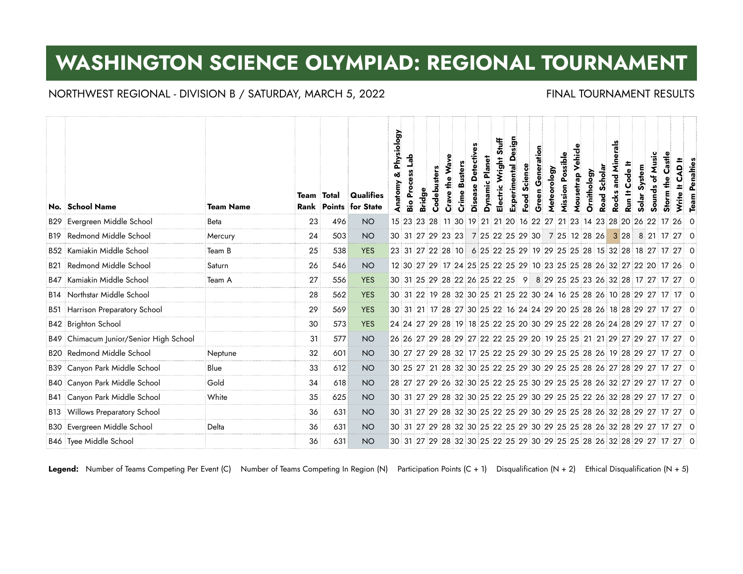# WASHINGTON SCIENCE OLYMPIAD: REGIONAL TOURNAMENT

NORTHWEST REGIONAL - DIVISION B / SATURDAY, MARCH 5, 2022

FINAL TOURNAMENT RESULTS

| No. | School Name | Team Name | Team Rank | Total Points | Qualifies for State | Anatomy & Physiology | Bio Process Lab | Bridge | Codebusters | Crave the Wave | Crime Busters | Disease Detectives | Dynamic Planet | Electric Wright Stuff | Experimental Design | Food Science | Green Generation | Meteorology | Mission Possible | Mousetrap Vehicle | Ornithology | Road Scholar | Rocks and Minerals | Run It Code It | Solar System | Sounds of Music | Storm the Castle | Write It CAD It | Team Penalties |
|---|---|---|---|---|---|---|---|---|---|---|---|---|---|---|---|---|---|---|---|---|---|---|---|---|---|---|---|---|---|
| B29 | Evergreen Middle School | Beta | 23 | 496 | NO | 15 | 23 | 23 | 28 | 11 | 30 | 19 | 21 | 21 | 20 | 16 | 22 | 27 | 21 | 23 | 14 | 23 | 28 | 20 | 26 | 22 | 17 | 26 | 0 |
| B19 | Redmond Middle School | Mercury | 24 | 503 | NO | 30 | 31 | 27 | 29 | 23 | 23 | 7 | 25 | 22 | 25 | 29 | 30 | 7 | 25 | 12 | 28 | 26 | 3 | 28 | 8 | 21 | 17 | 27 | 0 |
| B52 | Kamiakin Middle School | Team B | 25 | 538 | YES | 23 | 31 | 27 | 22 | 28 | 10 | 6 | 25 | 22 | 25 | 29 | 19 | 29 | 25 | 25 | 28 | 15 | 32 | 28 | 18 | 27 | 17 | 27 | 0 |
| B21 | Redmond Middle School | Saturn | 26 | 546 | NO | 12 | 30 | 27 | 29 | 17 | 24 | 25 | 25 | 22 | 25 | 29 | 10 | 23 | 25 | 25 | 28 | 26 | 32 | 27 | 22 | 20 | 17 | 26 | 0 |
| B47 | Kamiakin Middle School | Team A | 27 | 556 | YES | 30 | 31 | 25 | 29 | 28 | 22 | 26 | 25 | 22 | 25 | 9 | 8 | 29 | 25 | 25 | 23 | 26 | 32 | 28 | 17 | 27 | 17 | 27 | 0 |
| B14 | Northstar Middle School | | 28 | 562 | YES | 30 | 31 | 22 | 19 | 28 | 32 | 30 | 25 | 21 | 25 | 22 | 30 | 24 | 16 | 25 | 28 | 26 | 10 | 28 | 29 | 27 | 17 | 17 | 0 |
| B51 | Harrison Preparatory School | | 29 | 569 | YES | 30 | 31 | 21 | 17 | 28 | 27 | 30 | 25 | 22 | 16 | 24 | 24 | 29 | 20 | 25 | 28 | 26 | 18 | 28 | 29 | 27 | 17 | 27 | 0 |
| B42 | Brighton School | | 30 | 573 | YES | 24 | 24 | 27 | 29 | 28 | 19 | 18 | 25 | 22 | 25 | 20 | 30 | 29 | 25 | 22 | 28 | 26 | 24 | 28 | 29 | 27 | 17 | 27 | 0 |
| B49 | Chimacum Junior/Senior High School | | 31 | 577 | NO | 26 | 26 | 27 | 29 | 28 | 29 | 27 | 22 | 22 | 25 | 29 | 20 | 19 | 25 | 25 | 21 | 21 | 29 | 27 | 29 | 27 | 17 | 27 | 0 |
| B20 | Redmond Middle School | Neptune | 32 | 601 | NO | 30 | 27 | 27 | 29 | 28 | 32 | 17 | 25 | 22 | 25 | 29 | 30 | 29 | 25 | 25 | 28 | 26 | 19 | 28 | 29 | 27 | 17 | 27 | 0 |
| B39 | Canyon Park Middle School | Blue | 33 | 612 | NO | 30 | 25 | 27 | 21 | 28 | 32 | 30 | 25 | 22 | 25 | 29 | 30 | 29 | 25 | 25 | 28 | 26 | 27 | 28 | 29 | 27 | 17 | 27 | 0 |
| B40 | Canyon Park Middle School | Gold | 34 | 618 | NO | 28 | 27 | 27 | 29 | 26 | 32 | 30 | 25 | 22 | 25 | 25 | 30 | 29 | 25 | 25 | 28 | 26 | 32 | 27 | 29 | 27 | 17 | 27 | 0 |
| B41 | Canyon Park Middle School | White | 35 | 625 | NO | 30 | 31 | 27 | 29 | 28 | 32 | 30 | 25 | 22 | 25 | 29 | 30 | 29 | 25 | 25 | 22 | 26 | 32 | 28 | 29 | 27 | 17 | 27 | 0 |
| B13 | Willows Preparatory School | | 36 | 631 | NO | 30 | 31 | 27 | 29 | 28 | 32 | 30 | 25 | 22 | 25 | 29 | 30 | 29 | 25 | 25 | 28 | 26 | 32 | 28 | 29 | 27 | 17 | 27 | 0 |
| B30 | Evergreen Middle School | Delta | 36 | 631 | NO | 30 | 31 | 27 | 29 | 28 | 32 | 30 | 25 | 22 | 25 | 29 | 30 | 29 | 25 | 25 | 28 | 26 | 32 | 28 | 29 | 27 | 17 | 27 | 0 |
| B46 | Tyee Middle School | | 36 | 631 | NO | 30 | 31 | 27 | 29 | 28 | 32 | 30 | 25 | 22 | 25 | 29 | 30 | 29 | 25 | 25 | 28 | 26 | 32 | 28 | 29 | 27 | 17 | 27 | 0 |

**Legend:** Number of Teams Competing Per Event (C) Number of Teams Competing In Region (N) Participation Points (C + 1) Disqualification (N + 2) Ethical Disqualification (N + 5)